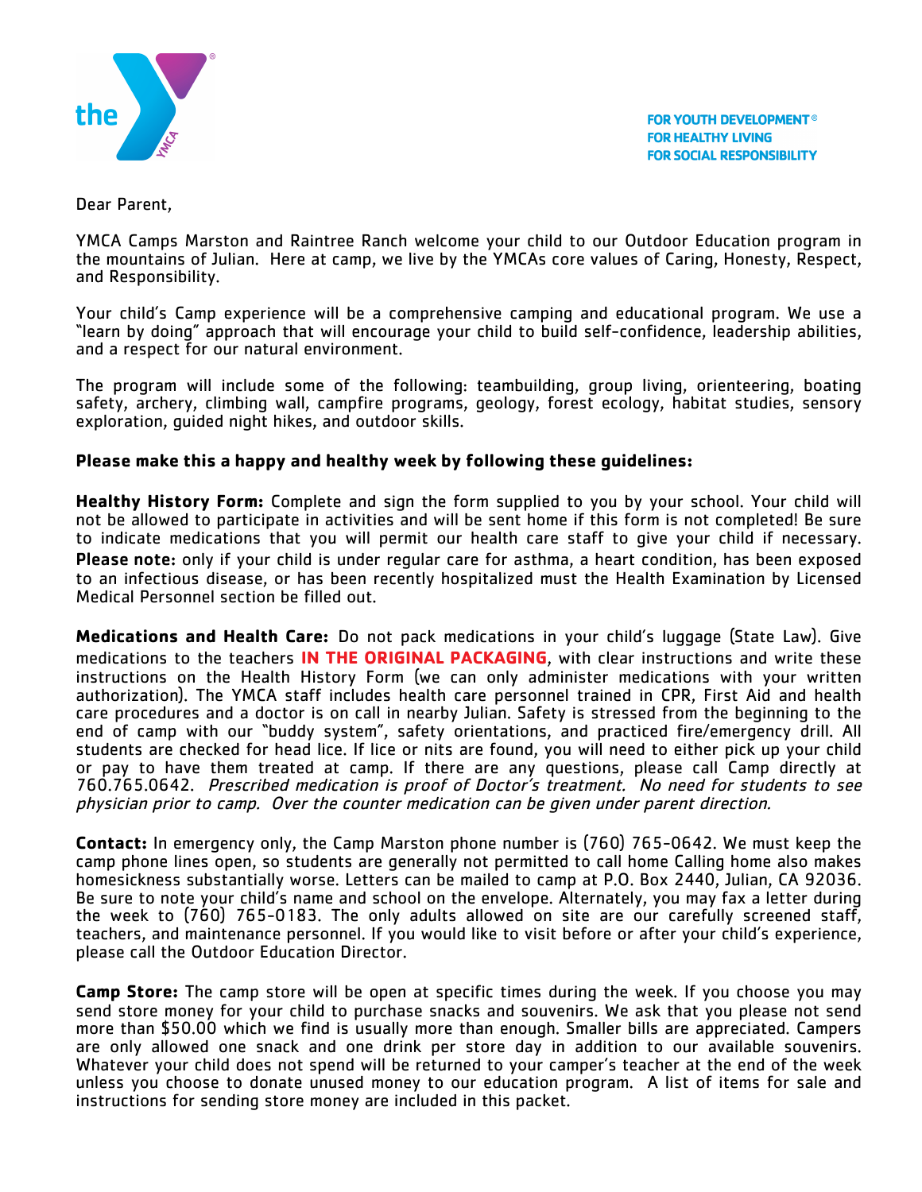FOR YOUTH DEVELOPMENT®
FOR HEALTHY LIVING
FOR SOCIAL RESPONSIBILITY

Dear Parent,

YMCA Camps Marston and Raintree Ranch welcome your child to our Outdoor Education program in the mountains of Julian. Here at camp, we live by the YMCAs core values of Caring, Honesty, Respect, and Responsibility.

Your child's Camp experience will be a comprehensive camping and educational program. We use a "learn by doing" approach that will encourage your child to build self-confidence, leadership abilities, and a respect for our natural environment.

The program will include some of the following: teambuilding, group living, orienteering, boating safety, archery, climbing wall, campfire programs, geology, forest ecology, habitat studies, sensory exploration, guided night hikes, and outdoor skills.

**Please make this a happy and healthy week by following these guidelines:**

**Healthy History Form:** Complete and sign the form supplied to you by your school. Your child will not be allowed to participate in activities and will be sent home if this form is not completed! Be sure to indicate medications that you will permit our health care staff to give your child if necessary. **Please note:** only if your child is under regular care for asthma, a heart condition, has been exposed to an infectious disease, or has been recently hospitalized must the Health Examination by Licensed Medical Personnel section be filled out.

**Medications and Health Care:** Do not pack medications in your child's luggage (State Law). Give medications to the teachers **IN THE ORIGINAL PACKAGING**, with clear instructions and write these instructions on the Health History Form (we can only administer medications with your written authorization). The YMCA staff includes health care personnel trained in CPR, First Aid and health care procedures and a doctor is on call in nearby Julian. Safety is stressed from the beginning to the end of camp with our "buddy system", safety orientations, and practiced fire/emergency drill. All students are checked for head lice. If lice or nits are found, you will need to either pick up your child or pay to have them treated at camp. If there are any questions, please call Camp directly at 760.765.0642. *Prescribed medication is proof of Doctor's treatment. No need for students to see physician prior to camp. Over the counter medication can be given under parent direction.*

**Contact:** In emergency only, the Camp Marston phone number is (760) 765-0642. We must keep the camp phone lines open, so students are generally not permitted to call home Calling home also makes homesickness substantially worse. Letters can be mailed to camp at P.O. Box 2440, Julian, CA 92036. Be sure to note your child's name and school on the envelope. Alternately, you may fax a letter during the week to (760) 765-0183. The only adults allowed on site are our carefully screened staff, teachers, and maintenance personnel. If you would like to visit before or after your child's experience, please call the Outdoor Education Director.

**Camp Store:** The camp store will be open at specific times during the week. If you choose you may send store money for your child to purchase snacks and souvenirs. We ask that you please not send more than $50.00 which we find is usually more than enough. Smaller bills are appreciated. Campers are only allowed one snack and one drink per store day in addition to our available souvenirs. Whatever your child does not spend will be returned to your camper's teacher at the end of the week unless you choose to donate unused money to our education program. A list of items for sale and instructions for sending store money are included in this packet.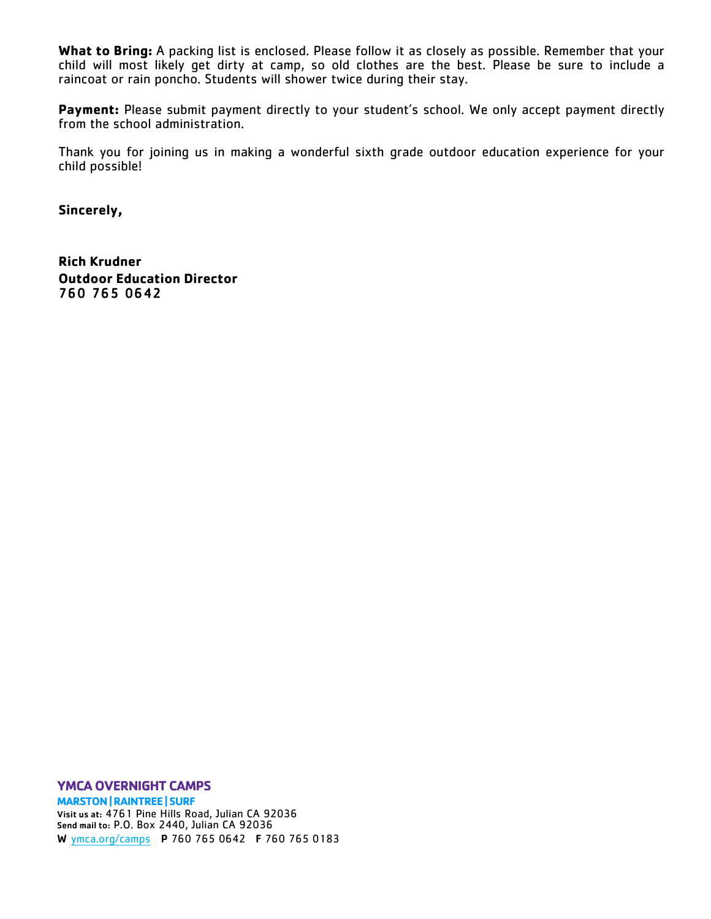**What to Bring:** A packing list is enclosed. Please follow it as closely as possible. Remember that your child will most likely get dirty at camp, so old clothes are the best. Please be sure to include a raincoat or rain poncho. Students will shower twice during their stay.

**Payment:** Please submit payment directly to your student's school. We only accept payment directly from the school administration.

Thank you for joining us in making a wonderful sixth grade outdoor education experience for your child possible!

**Sincerely,**

**Rich Krudner**
**Outdoor Education Director**
760 765 0642

**YMCA OVERNIGHT CAMPS**
**MARSTON | RAINTREE | SURF**
**Visit us at:** 4761 Pine Hills Road, Julian CA 92036
**Send mail to:** P.O. Box 2440, Julian CA 92036
**W** ymca.org/camps **P** 760 765 0642 **F** 760 765 0183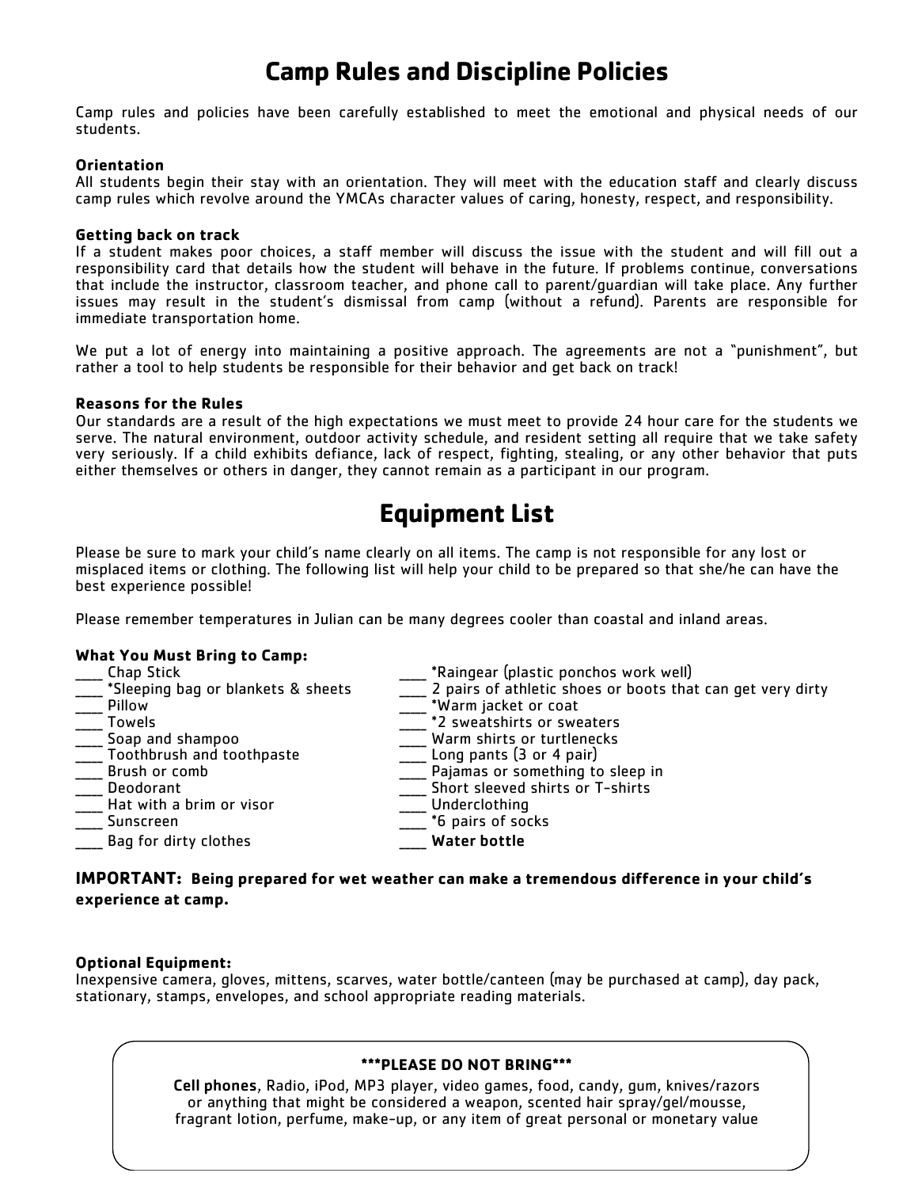# Camp Rules and Discipline Policies

Camp rules and policies have been carefully established to meet the emotional and physical needs of our students.

**Orientation**
All students begin their stay with an orientation. They will meet with the education staff and clearly discuss camp rules which revolve around the YMCAs character values of caring, honesty, respect, and responsibility.

**Getting back on track**
If a student makes poor choices, a staff member will discuss the issue with the student and will fill out a responsibility card that details how the student will behave in the future. If problems continue, conversations that include the instructor, classroom teacher, and phone call to parent/guardian will take place. Any further issues may result in the student's dismissal from camp (without a refund). Parents are responsible for immediate transportation home.

We put a lot of energy into maintaining a positive approach. The agreements are not a "punishment", but rather a tool to help students be responsible for their behavior and get back on track!

**Reasons for the Rules**
Our standards are a result of the high expectations we must meet to provide 24 hour care for the students we serve. The natural environment, outdoor activity schedule, and resident setting all require that we take safety very seriously. If a child exhibits defiance, lack of respect, fighting, stealing, or any other behavior that puts either themselves or others in danger, they cannot remain as a participant in our program.

# Equipment List

Please be sure to mark your child's name clearly on all items. The camp is not responsible for any lost or misplaced items or clothing. The following list will help your child to be prepared so that she/he can have the best experience possible!

Please remember temperatures in Julian can be many degrees cooler than coastal and inland areas.

**What You Must Bring to Camp:**

____ Chap Stick
____ *Sleeping bag or blankets & sheets
____ Pillow
____ Towels
____ Soap and shampoo
____ Toothbrush and toothpaste
____ Brush or comb
____ Deodorant
____ Hat with a brim or visor
____ Sunscreen
____ Bag for dirty clothes
____ *Raingear (plastic ponchos work well)
____ 2 pairs of athletic shoes or boots that can get very dirty
____ *Warm jacket or coat
____ *2 sweatshirts or sweaters
____ Warm shirts or turtlenecks
____ Long pants (3 or 4 pair)
____ Pajamas or something to sleep in
____ Short sleeved shirts or T-shirts
____ Underclothing
____ *6 pairs of socks
____ **Water bottle**

**IMPORTANT: Being prepared for wet weather can make a tremendous difference in your child's experience at camp.**

**Optional Equipment:**
Inexpensive camera, gloves, mittens, scarves, water bottle/canteen (may be purchased at camp), day pack, stationary, stamps, envelopes, and school appropriate reading materials.

**\*\*\*PLEASE DO NOT BRING\*\*\***

**Cell phones**, Radio, iPod, MP3 player, video games, food, candy, gum, knives/razors or anything that might be considered a weapon, scented hair spray/gel/mousse, fragrant lotion, perfume, make-up, or any item of great personal or monetary value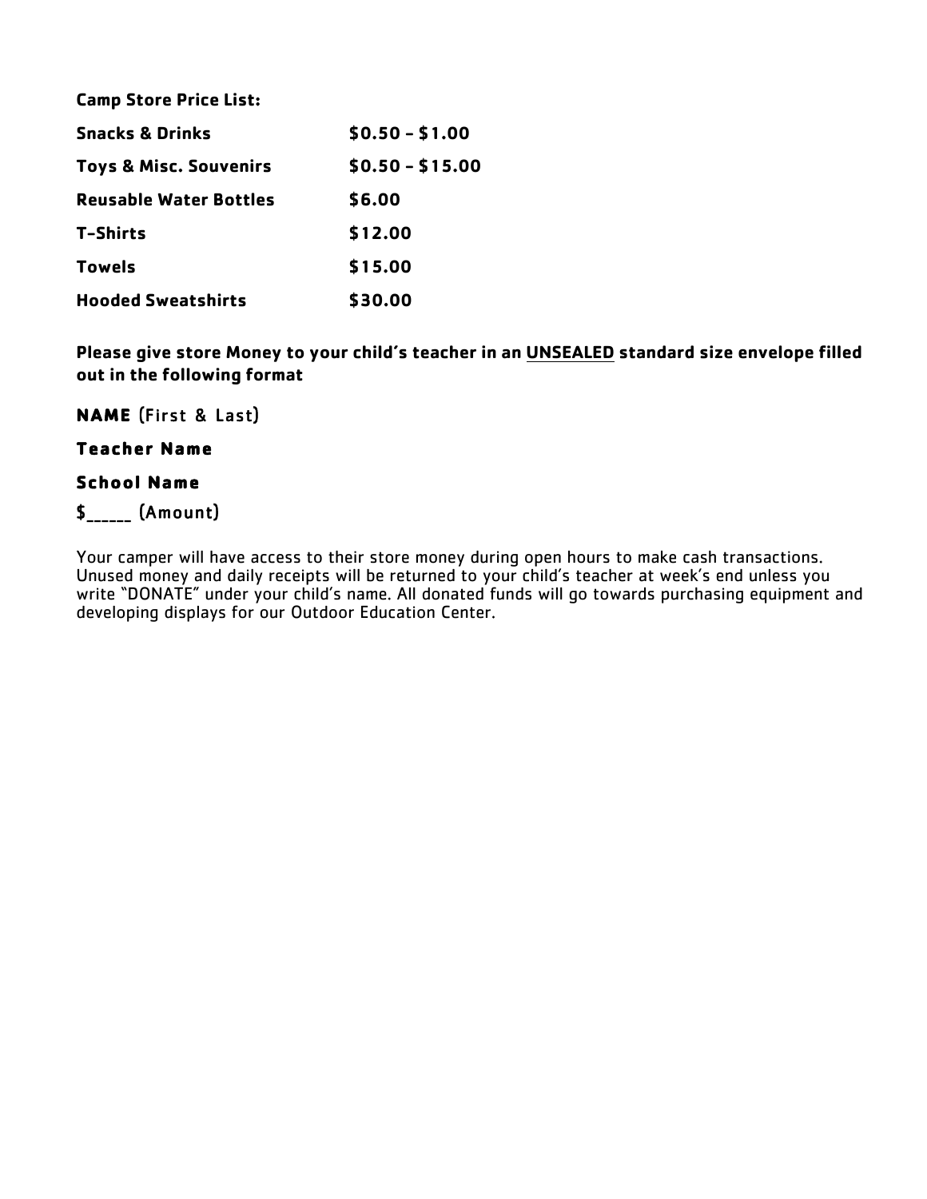**Camp Store Price List:**

| | |
|---|---|
| **Snacks & Drinks** | **$0.50 – $1.00** |
| **Toys & Misc. Souvenirs** | **$0.50 – $15.00** |
| **Reusable Water Bottles** | **$6.00** |
| **T-Shirts** | **$12.00** |
| **Towels** | **$15.00** |
| **Hooded Sweatshirts** | **$30.00** |

**Please give store Money to your child's teacher in an <u>UNSEALED</u> standard size envelope filled out in the following format**

**NAME** (First & Last)

**Teacher Name**

**School Name**

$______ (Amount)

Your camper will have access to their store money during open hours to make cash transactions. Unused money and daily receipts will be returned to your child's teacher at week's end unless you write "DONATE" under your child's name. All donated funds will go towards purchasing equipment and developing displays for our Outdoor Education Center.